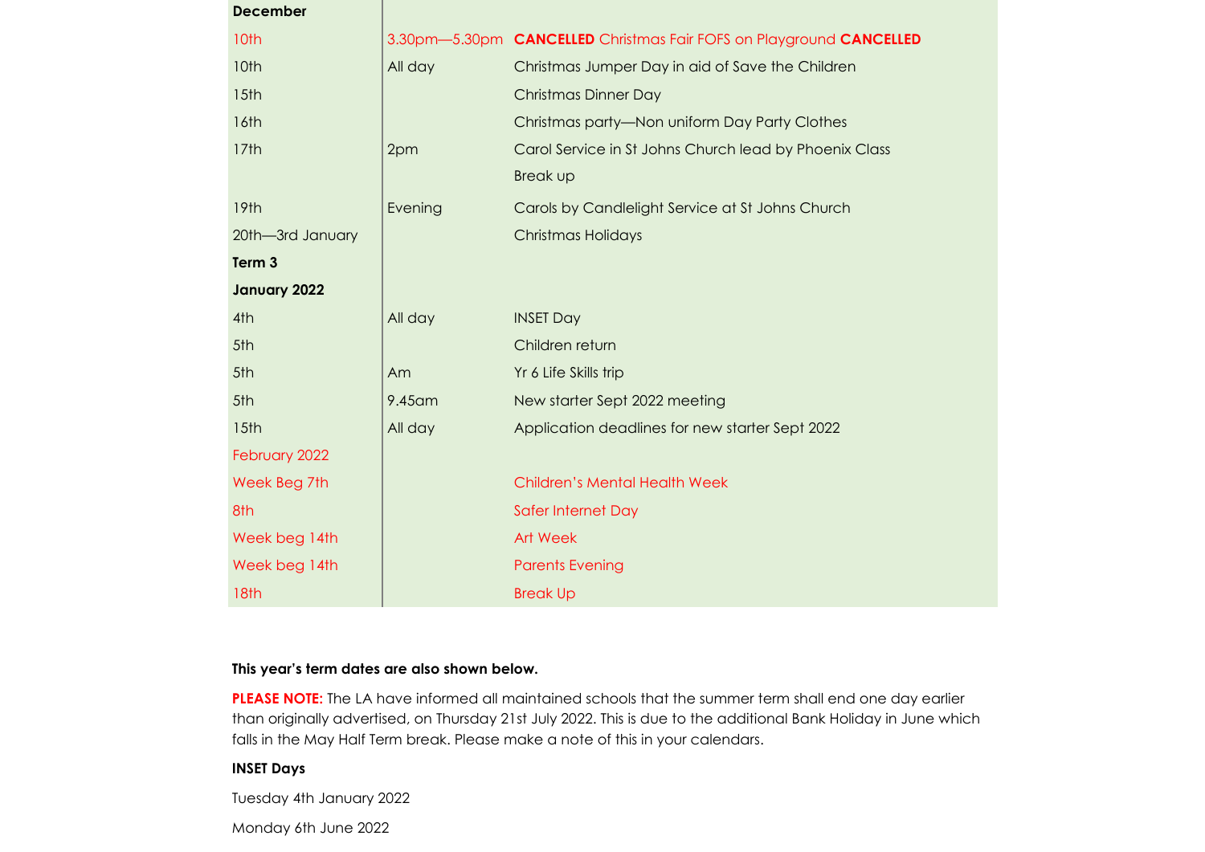| December | | |
|---|---|---|
| 10th | 3.30pm—5.30pm | **CANCELLED** Christmas Fair FOFS on Playground **CANCELLED** |
| 10th | All day | Christmas Jumper Day in aid of Save the Children |
| 15th | | Christmas Dinner Day |
| 16th | | Christmas party—Non uniform Day Party Clothes |
| 17th | 2pm | Carol Service in St Johns Church lead by Phoenix Class |
| | | Break up |
| 19th | Evening | Carols by Candlelight Service at St Johns Church |
| 20th—3rd January | | Christmas Holidays |
| **Term 3** | | |
| **January 2022** | | |
| 4th | All day | INSET Day |
| 5th | | Children return |
| 5th | Am | Yr 6 Life Skills trip |
| 5th | 9.45am | New starter Sept 2022 meeting |
| 15th | All day | Application deadlines for new starter Sept 2022 |
| February 2022 | | |
| Week Beg 7th | | Children's Mental Health Week |
| 8th | | Safer Internet Day |
| Week beg 14th | | Art Week |
| Week beg 14th | | Parents Evening |
| 18th | | Break Up |

**This year's term dates are also shown below.**

**PLEASE NOTE:** The LA have informed all maintained schools that the summer term shall end one day earlier than originally advertised, on Thursday 21st July 2022. This is due to the additional Bank Holiday in June which falls in the May Half Term break. Please make a note of this in your calendars.

**INSET Days**

Tuesday 4th January 2022

Monday 6th June 2022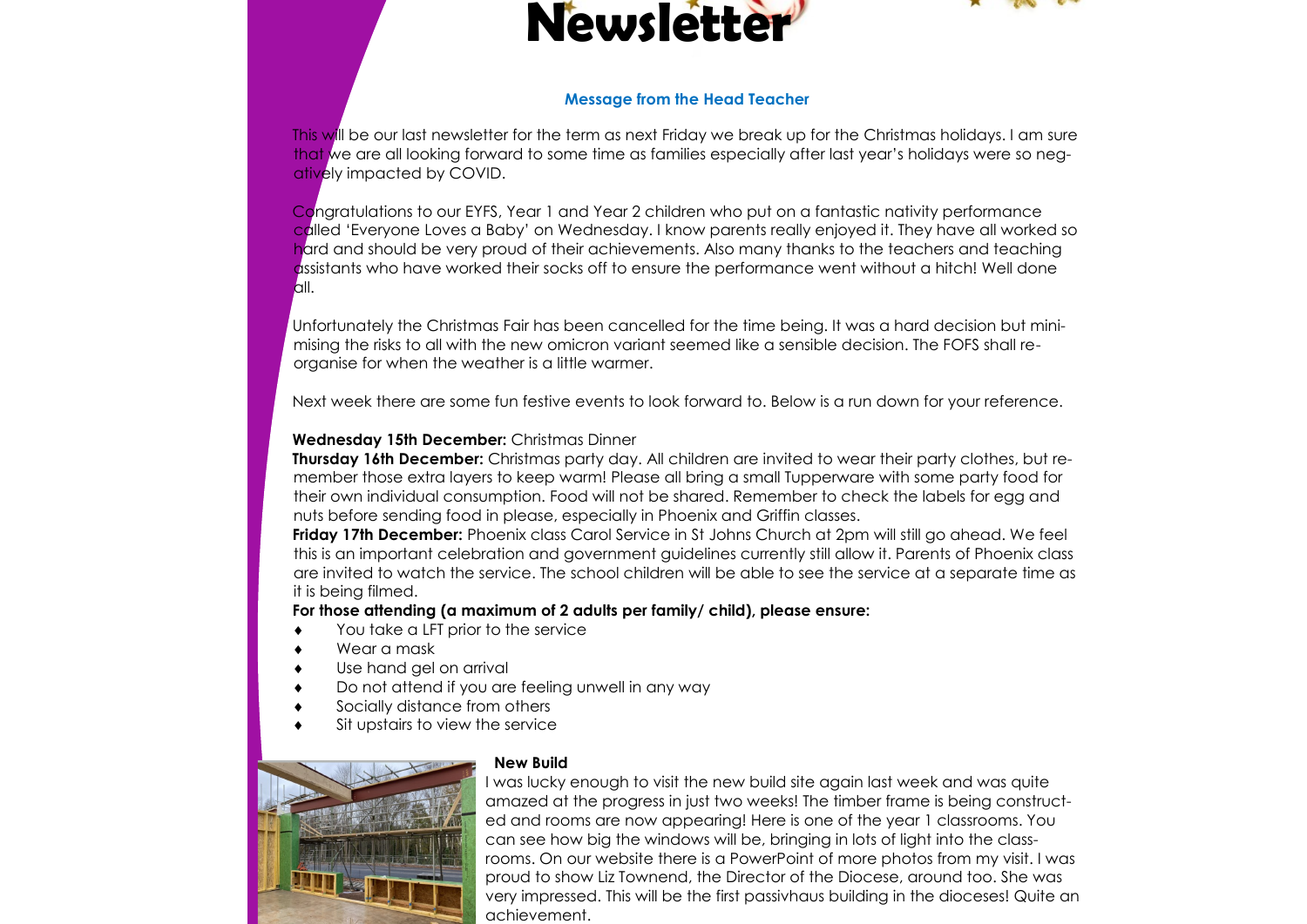# Newsletter

### Message from the Head Teacher

This will be our last newsletter for the term as next Friday we break up for the Christmas holidays. I am sure that we are all looking forward to some time as families especially after last year's holidays were so negatively impacted by COVID.

Congratulations to our EYFS, Year 1 and Year 2 children who put on a fantastic nativity performance called 'Everyone Loves a Baby' on Wednesday. I know parents really enjoyed it. They have all worked so hard and should be very proud of their achievements. Also many thanks to the teachers and teaching assistants who have worked their socks off to ensure the performance went without a hitch! Well done all.

Unfortunately the Christmas Fair has been cancelled for the time being. It was a hard decision but minimising the risks to all with the new omicron variant seemed like a sensible decision. The FOFS shall reorganise for when the weather is a little warmer.

Next week there are some fun festive events to look forward to. Below is a run down for your reference.

**Wednesday 15th December:** Christmas Dinner

**Thursday 16th December:** Christmas party day. All children are invited to wear their party clothes, but remember those extra layers to keep warm! Please all bring a small Tupperware with some party food for their own individual consumption. Food will not be shared. Remember to check the labels for egg and nuts before sending food in please, especially in Phoenix and Griffin classes.

**Friday 17th December:** Phoenix class Carol Service in St Johns Church at 2pm will still go ahead. We feel this is an important celebration and government guidelines currently still allow it. Parents of Phoenix class are invited to watch the service. The school children will be able to see the service at a separate time as it is being filmed.

**For those attending (a maximum of 2 adults per family/ child), please ensure:**

- You take a LFT prior to the service
- Wear a mask
- Use hand gel on arrival
- Do not attend if you are feeling unwell in any way
- Socially distance from others
- Sit upstairs to view the service

### New Build

I was lucky enough to visit the new build site again last week and was quite amazed at the progress in just two weeks! The timber frame is being constructed and rooms are now appearing! Here is one of the year 1 classrooms. You can see how big the windows will be, bringing in lots of light into the classrooms. On our website there is a PowerPoint of more photos from my visit. I was proud to show Liz Townend, the Director of the Diocese, around too. She was very impressed. This will be the first passivhaus building in the dioceses! Quite an achievement.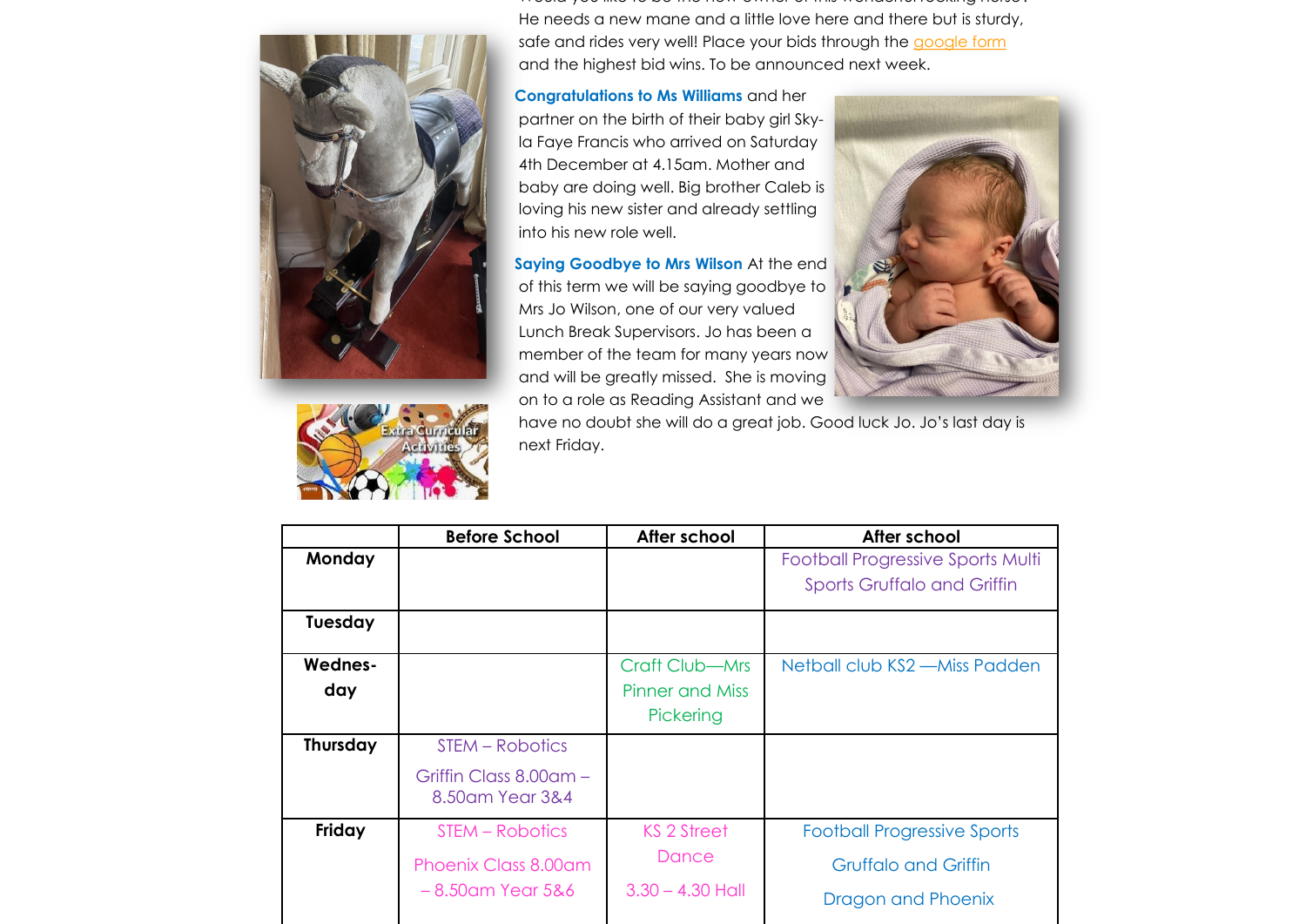He needs a new mane and a little love here and there but is sturdy, safe and rides very well! Place your bids through the google form and the highest bid wins. To be announced next week.

**Congratulations to Ms Williams** and her partner on the birth of their baby girl Skyla Faye Francis who arrived on Saturday 4th December at 4.15am. Mother and baby are doing well. Big brother Caleb is loving his new sister and already settling into his new role well.

**Saying Goodbye to Mrs Wilson** At the end of this term we will be saying goodbye to Mrs Jo Wilson, one of our very valued Lunch Break Supervisors. Jo has been a member of the team for many years now and will be greatly missed. She is moving on to a role as Reading Assistant and we have no doubt she will do a great job. Good luck Jo. Jo's last day is next Friday.

| | Before School | After school | After school |
|---|---|---|---|
| **Monday** | | | Football Progressive Sports Multi Sports Gruffalo and Griffin |
| **Tuesday** | | | |
| **Wednesday** | | Craft Club—Mrs Pinner and Miss Pickering | Netball club KS2 —Miss Padden |
| **Thursday** | STEM – Robotics Griffin Class 8.00am – 8.50am Year 3&4 | | |
| **Friday** | STEM – Robotics Phoenix Class 8.00am – 8.50am Year 5&6 | KS 2 Street Dance 3.30 – 4.30 Hall | Football Progressive Sports Gruffalo and Griffin Dragon and Phoenix |